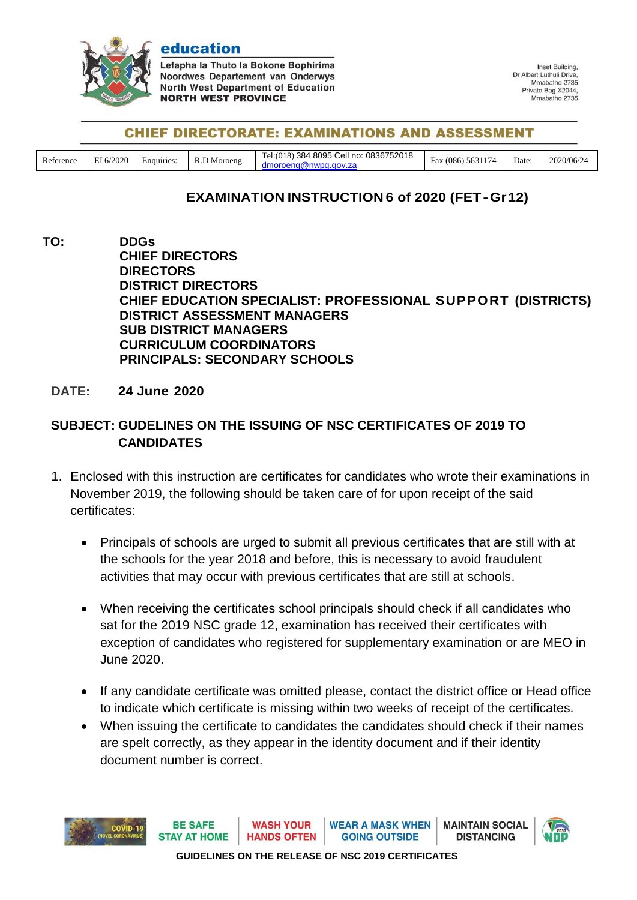**education**

Lefapha la Thuto la Bokone Bophirima
Noordwes Departement van Onderwys
North West Department of Education
**NORTH WEST PROVINCE**

Inset Building,
Dr Albert Luthuli Drive,
Mmabatho 2735
Private Bag X2044,
Mmabatho 2735

## CHIEF DIRECTORATE: EXAMINATIONS AND ASSESSMENT

| Reference | EI 6/2020 | Enquiries: | R.D Moroeng | Tel:(018) 384 8095 Cell no: 0836752018 dmoroeng@nwpg.gov.za | Fax (086) 5631174 | Date: | 2020/06/24 |
|---|---|---|---|---|---|---|---|

# EXAMINATION INSTRUCTION 6 of 2020 (FET-Gr12)

**TO:** **DDGs**
**CHIEF DIRECTORS**
**DIRECTORS**
**DISTRICT DIRECTORS**
**CHIEF EDUCATION SPECIALIST: PROFESSIONAL SUPPORT (DISTRICTS)**
**DISTRICT ASSESSMENT MANAGERS**
**SUB DISTRICT MANAGERS**
**CURRICULUM COORDINATORS**
**PRINCIPALS: SECONDARY SCHOOLS**

**DATE:** **24 June 2020**

**SUBJECT: GUDELINES ON THE ISSUING OF NSC CERTIFICATES OF 2019 TO CANDIDATES**

1. Enclosed with this instruction are certificates for candidates who wrote their examinations in November 2019, the following should be taken care of for upon receipt of the said certificates:

   - Principals of schools are urged to submit all previous certificates that are still with at the schools for the year 2018 and before, this is necessary to avoid fraudulent activities that may occur with previous certificates that are still at schools.

   - When receiving the certificates school principals should check if all candidates who sat for the 2019 NSC grade 12, examination has received their certificates with exception of candidates who registered for supplementary examination or are MEO in June 2020.

   - If any candidate certificate was omitted please, contact the district office or Head office to indicate which certificate is missing within two weeks of receipt of the certificates.
   - When issuing the certificate to candidates the candidates should check if their names are spelt correctly, as they appear in the identity document and if their identity document number is correct.

COVID-19 (NOVEL CORONAVIRUS) | BE SAFE STAY AT HOME | WASH YOUR HANDS OFTEN | WEAR A MASK WHEN GOING OUTSIDE | MAINTAIN SOCIAL DISTANCING | 2030 NDP

GUIDELINES ON THE RELEASE OF NSC 2019 CERTIFICATES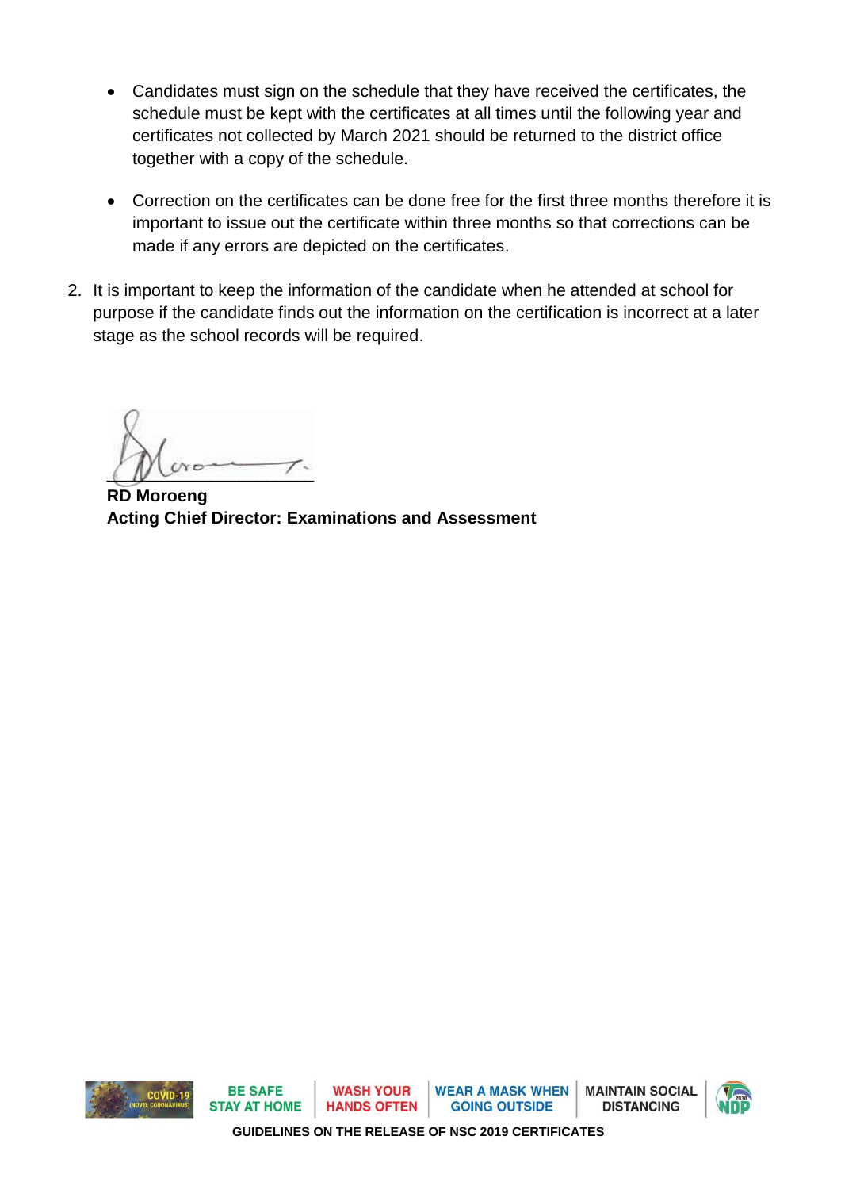- Candidates must sign on the schedule that they have received the certificates, the schedule must be kept with the certificates at all times until the following year and certificates not collected by March 2021 should be returned to the district office together with a copy of the schedule.
- Correction on the certificates can be done free for the first three months therefore it is important to issue out the certificate within three months so that corrections can be made if any errors are depicted on the certificates.

2. It is important to keep the information of the candidate when he attended at school for purpose if the candidate finds out the information on the certification is incorrect at a later stage as the school records will be required.

**RD Moroeng**
**Acting Chief Director: Examinations and Assessment**